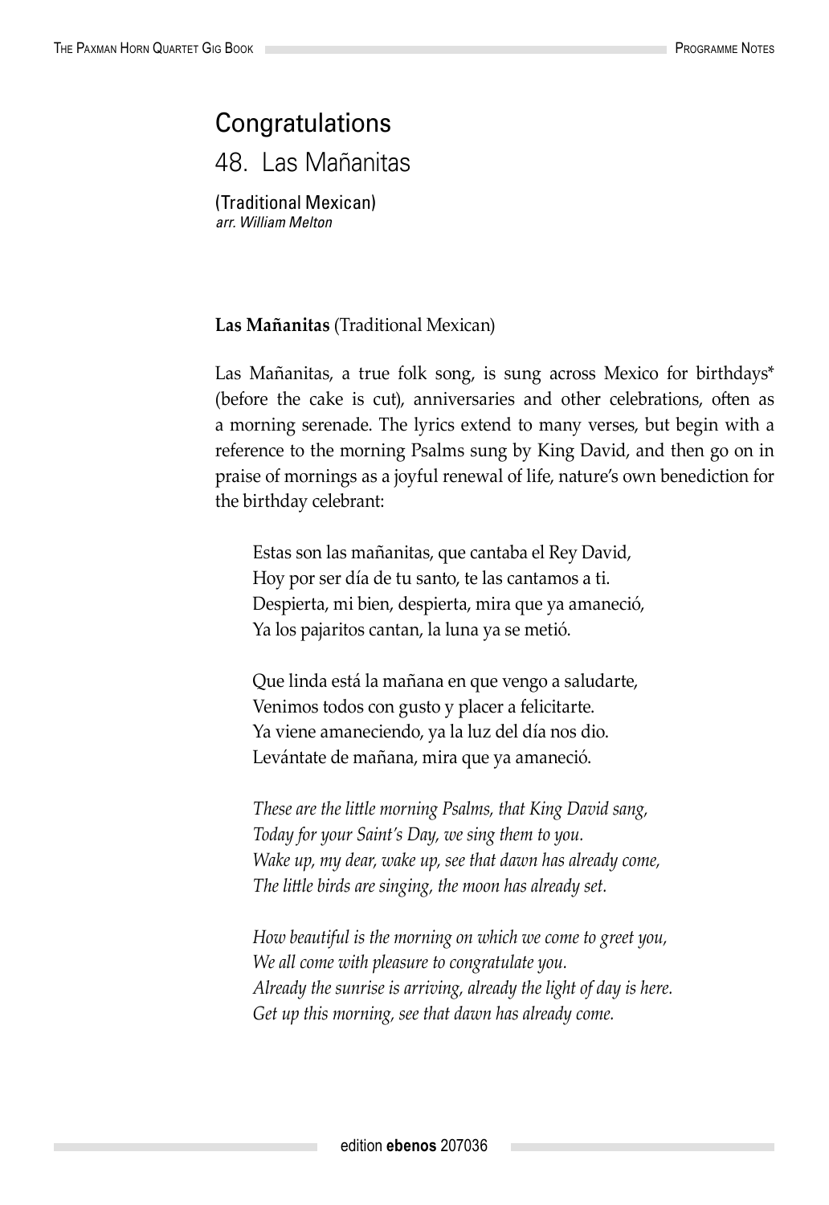# Congratulations

## 48. Las Mañanitas

(Traditional Mexican)
*arr. William Melton*

**Las Mañanitas** (Traditional Mexican)

Las Mañanitas, a true folk song, is sung across Mexico for birthdays* (before the cake is cut), anniversaries and other celebrations, often as a morning serenade. The lyrics extend to many verses, but begin with a reference to the morning Psalms sung by King David, and then go on in praise of mornings as a joyful renewal of life, nature's own benediction for the birthday celebrant:

> Estas son las mañanitas, que cantaba el Rey David,
> Hoy por ser día de tu santo, te las cantamos a ti.
> Despierta, mi bien, despierta, mira que ya amaneció,
> Ya los pajaritos cantan, la luna ya se metió.
>
> Que linda está la mañana en que vengo a saludarte,
> Venimos todos con gusto y placer a felicitarte.
> Ya viene amaneciendo, ya la luz del día nos dio.
> Levántate de mañana, mira que ya amaneció.
>
> *These are the little morning Psalms, that King David sang,*
> *Today for your Saint's Day, we sing them to you.*
> *Wake up, my dear, wake up, see that dawn has already come,*
> *The little birds are singing, the moon has already set.*
>
> *How beautiful is the morning on which we come to greet you,*
> *We all come with pleasure to congratulate you.*
> *Already the sunrise is arriving, already the light of day is here.*
> *Get up this morning, see that dawn has already come.*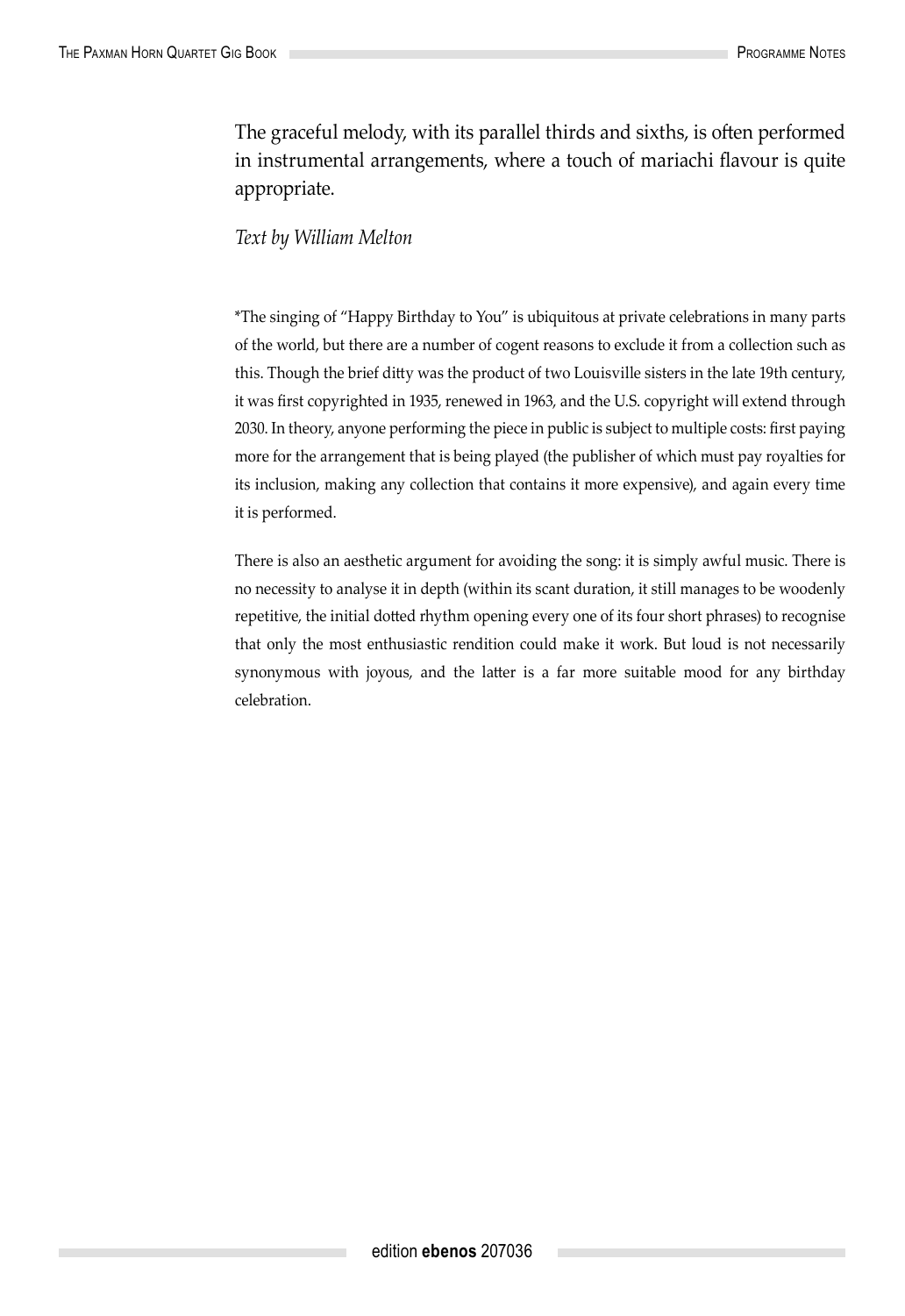The graceful melody, with its parallel thirds and sixths, is often performed in instrumental arrangements, where a touch of mariachi flavour is quite appropriate.

*Text by William Melton*

*The singing of "Happy Birthday to You" is ubiquitous at private celebrations in many parts of the world, but there are a number of cogent reasons to exclude it from a collection such as this. Though the brief ditty was the product of two Louisville sisters in the late 19th century, it was first copyrighted in 1935, renewed in 1963, and the U.S. copyright will extend through 2030. In theory, anyone performing the piece in public is subject to multiple costs: first paying more for the arrangement that is being played (the publisher of which must pay royalties for its inclusion, making any collection that contains it more expensive), and again every time it is performed.

There is also an aesthetic argument for avoiding the song: it is simply awful music. There is no necessity to analyse it in depth (within its scant duration, it still manages to be woodenly repetitive, the initial dotted rhythm opening every one of its four short phrases) to recognise that only the most enthusiastic rendition could make it work. But loud is not necessarily synonymous with joyous, and the latter is a far more suitable mood for any birthday celebration.